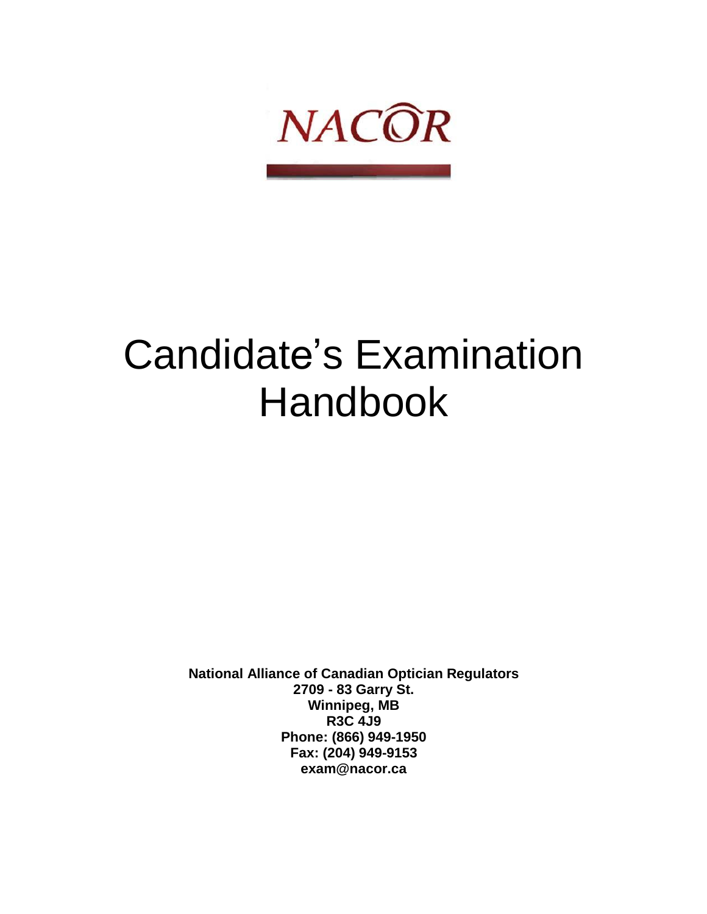NACOR

# Candidate's Examination Handbook

**National Alliance of Canadian Optician Regulators**
**2709 - 83 Garry St.**
**Winnipeg, MB**
**R3C 4J9**
**Phone: (866) 949-1950**
**Fax: (204) 949-9153**
**exam@nacor.ca**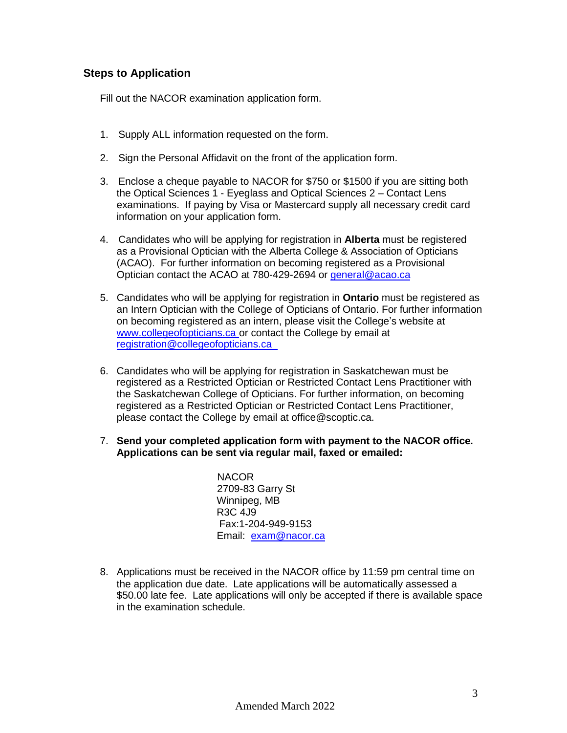## Steps to Application

Fill out the NACOR examination application form.

1. Supply ALL information requested on the form.
2. Sign the Personal Affidavit on the front of the application form.
3. Enclose a cheque payable to NACOR for $750 or $1500 if you are sitting both the Optical Sciences 1 - Eyeglass and Optical Sciences 2 – Contact Lens examinations. If paying by Visa or Mastercard supply all necessary credit card information on your application form.
4. Candidates who will be applying for registration in **Alberta** must be registered as a Provisional Optician with the Alberta College & Association of Opticians (ACAO). For further information on becoming registered as a Provisional Optician contact the ACAO at 780-429-2694 or general@acao.ca
5. Candidates who will be applying for registration in **Ontario** must be registered as an Intern Optician with the College of Opticians of Ontario. For further information on becoming registered as an intern, please visit the College's website at www.collegeofopticians.ca or contact the College by email at registration@collegeofopticians.ca
6. Candidates who will be applying for registration in Saskatchewan must be registered as a Restricted Optician or Restricted Contact Lens Practitioner with the Saskatchewan College of Opticians. For further information, on becoming registered as a Restricted Optician or Restricted Contact Lens Practitioner, please contact the College by email at office@scoptic.ca.
7. **Send your completed application form with payment to the NACOR office. Applications can be sent via regular mail, faxed or emailed:**

   NACOR
   2709-83 Garry St
   Winnipeg, MB
   R3C 4J9
   Fax:1-204-949-9153
   Email: exam@nacor.ca

8. Applications must be received in the NACOR office by 11:59 pm central time on the application due date. Late applications will be automatically assessed a $50.00 late fee. Late applications will only be accepted if there is available space in the examination schedule.

Amended March 2022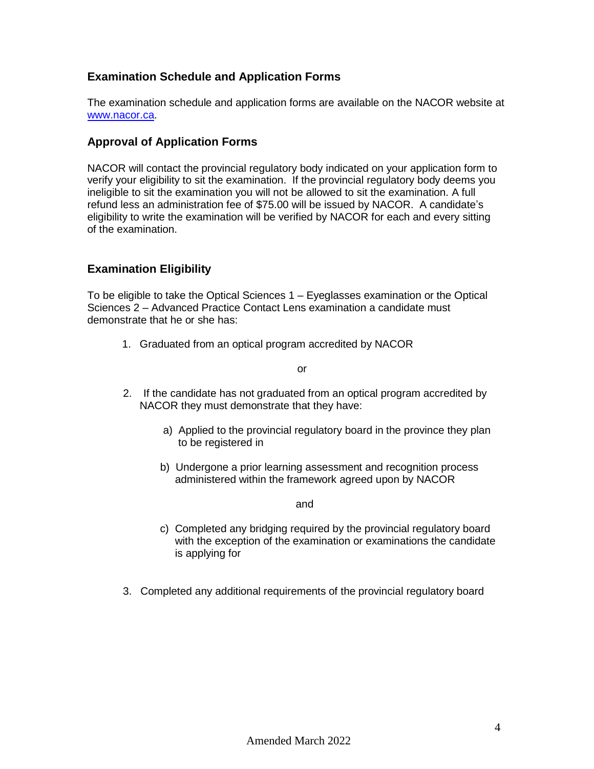## Examination Schedule and Application Forms

The examination schedule and application forms are available on the NACOR website at [www.nacor.ca](http://www.nacor.ca).

## Approval of Application Forms

NACOR will contact the provincial regulatory body indicated on your application form to verify your eligibility to sit the examination. If the provincial regulatory body deems you ineligible to sit the examination you will not be allowed to sit the examination. A full refund less an administration fee of $75.00 will be issued by NACOR. A candidate's eligibility to write the examination will be verified by NACOR for each and every sitting of the examination.

## Examination Eligibility

To be eligible to take the Optical Sciences 1 – Eyeglasses examination or the Optical Sciences 2 – Advanced Practice Contact Lens examination a candidate must demonstrate that he or she has:

1. Graduated from an optical program accredited by NACOR

   or

2. If the candidate has not graduated from an optical program accredited by NACOR they must demonstrate that they have:

   a) Applied to the provincial regulatory board in the province they plan to be registered in

   b) Undergone a prior learning assessment and recognition process administered within the framework agreed upon by NACOR

   and

   c) Completed any bridging required by the provincial regulatory board with the exception of the examination or examinations the candidate is applying for

3. Completed any additional requirements of the provincial regulatory board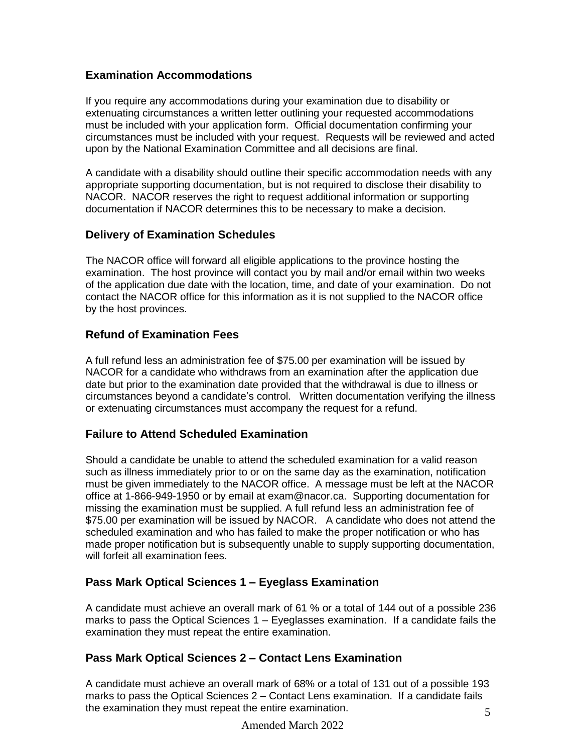## Examination Accommodations

If you require any accommodations during your examination due to disability or extenuating circumstances a written letter outlining your requested accommodations must be included with your application form. Official documentation confirming your circumstances must be included with your request. Requests will be reviewed and acted upon by the National Examination Committee and all decisions are final.

A candidate with a disability should outline their specific accommodation needs with any appropriate supporting documentation, but is not required to disclose their disability to NACOR. NACOR reserves the right to request additional information or supporting documentation if NACOR determines this to be necessary to make a decision.

## Delivery of Examination Schedules

The NACOR office will forward all eligible applications to the province hosting the examination. The host province will contact you by mail and/or email within two weeks of the application due date with the location, time, and date of your examination. Do not contact the NACOR office for this information as it is not supplied to the NACOR office by the host provinces.

## Refund of Examination Fees

A full refund less an administration fee of $75.00 per examination will be issued by NACOR for a candidate who withdraws from an examination after the application due date but prior to the examination date provided that the withdrawal is due to illness or circumstances beyond a candidate's control. Written documentation verifying the illness or extenuating circumstances must accompany the request for a refund.

## Failure to Attend Scheduled Examination

Should a candidate be unable to attend the scheduled examination for a valid reason such as illness immediately prior to or on the same day as the examination, notification must be given immediately to the NACOR office. A message must be left at the NACOR office at 1-866-949-1950 or by email at exam@nacor.ca. Supporting documentation for missing the examination must be supplied. A full refund less an administration fee of $75.00 per examination will be issued by NACOR. A candidate who does not attend the scheduled examination and who has failed to make the proper notification or who has made proper notification but is subsequently unable to supply supporting documentation, will forfeit all examination fees.

## Pass Mark Optical Sciences 1 – Eyeglass Examination

A candidate must achieve an overall mark of 61 % or a total of 144 out of a possible 236 marks to pass the Optical Sciences 1 – Eyeglasses examination. If a candidate fails the examination they must repeat the entire examination.

## Pass Mark Optical Sciences 2 – Contact Lens Examination

A candidate must achieve an overall mark of 68% or a total of 131 out of a possible 193 marks to pass the Optical Sciences 2 – Contact Lens examination. If a candidate fails the examination they must repeat the entire examination.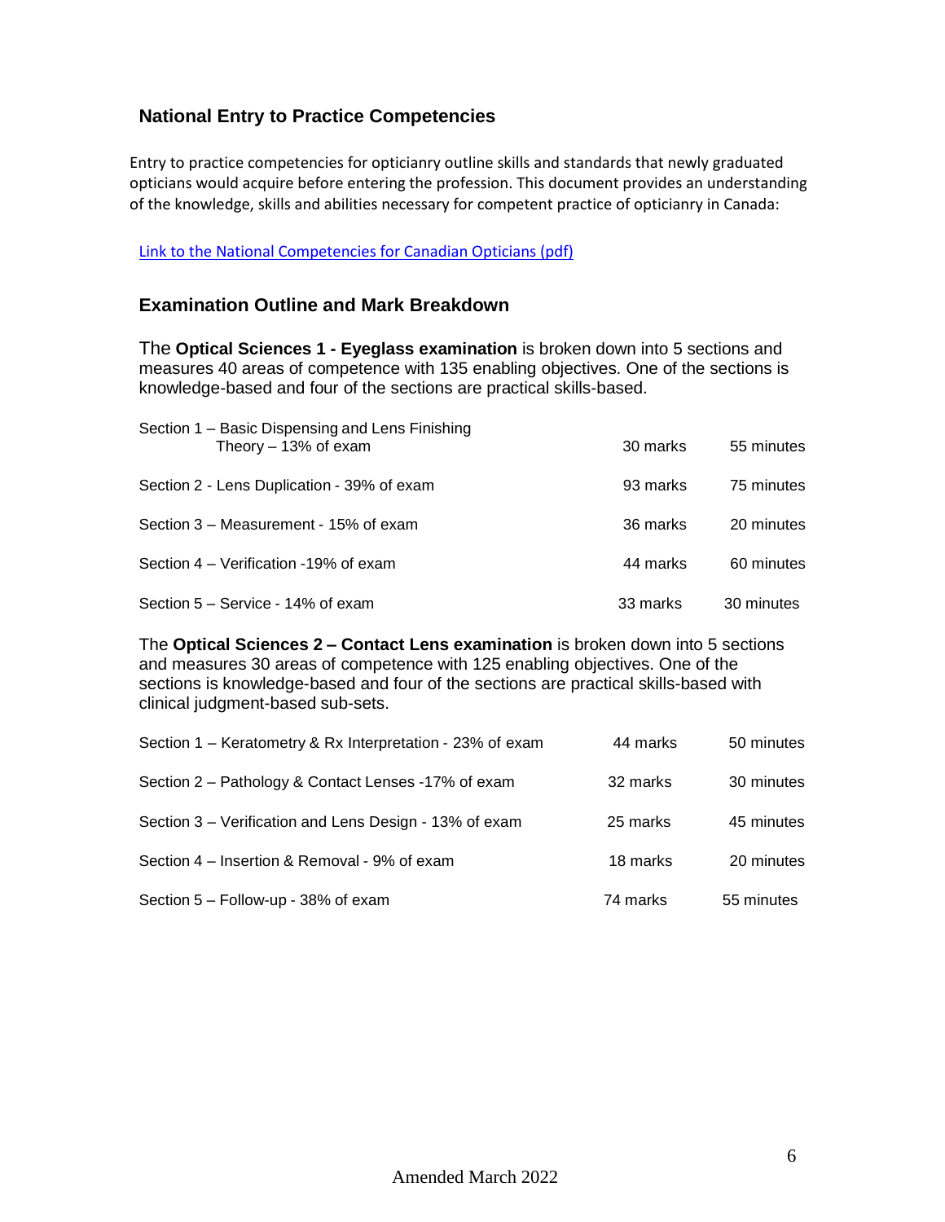## National Entry to Practice Competencies

Entry to practice competencies for opticianry outline skills and standards that newly graduated opticians would acquire before entering the profession. This document provides an understanding of the knowledge, skills and abilities necessary for competent practice of opticianry in Canada:

[Link to the National Competencies for Canadian Opticians (pdf)]

## Examination Outline and Mark Breakdown

The **Optical Sciences 1 - Eyeglass examination** is broken down into 5 sections and measures 40 areas of competence with 135 enabling objectives. One of the sections is knowledge-based and four of the sections are practical skills-based.

| Section | Marks | Time |
|---|---|---|
| Section 1 – Basic Dispensing and Lens Finishing Theory – 13% of exam | 30 marks | 55 minutes |
| Section 2 - Lens Duplication - 39% of exam | 93 marks | 75 minutes |
| Section 3 – Measurement - 15% of exam | 36 marks | 20 minutes |
| Section 4 – Verification -19% of exam | 44 marks | 60 minutes |
| Section 5 – Service - 14% of exam | 33 marks | 30 minutes |

The **Optical Sciences 2 – Contact Lens examination** is broken down into 5 sections and measures 30 areas of competence with 125 enabling objectives. One of the sections is knowledge-based and four of the sections are practical skills-based with clinical judgment-based sub-sets.

| Section | Marks | Time |
|---|---|---|
| Section 1 – Keratometry & Rx Interpretation - 23% of exam | 44 marks | 50 minutes |
| Section 2 – Pathology & Contact Lenses -17% of exam | 32 marks | 30 minutes |
| Section 3 – Verification and Lens Design - 13% of exam | 25 marks | 45 minutes |
| Section 4 – Insertion & Removal - 9% of exam | 18 marks | 20 minutes |
| Section 5 – Follow-up - 38% of exam | 74 marks | 55 minutes |

Amended March 2022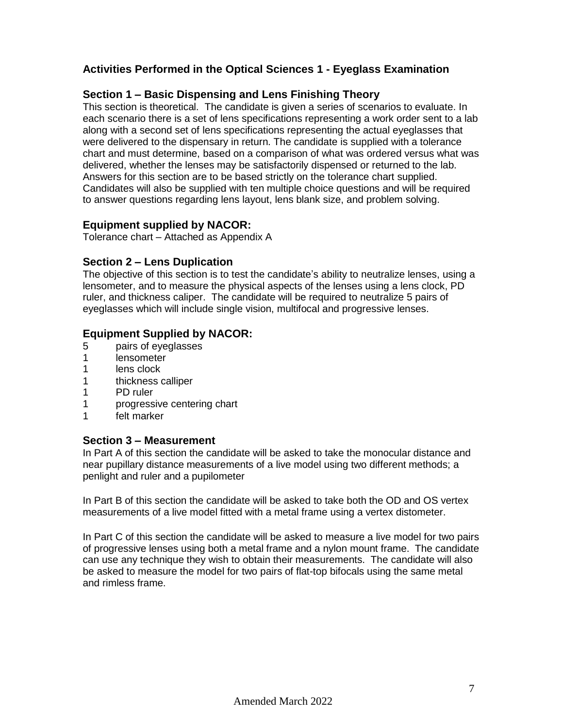## Activities Performed in the Optical Sciences 1 - Eyeglass Examination

### Section 1 – Basic Dispensing and Lens Finishing Theory

This section is theoretical. The candidate is given a series of scenarios to evaluate. In each scenario there is a set of lens specifications representing a work order sent to a lab along with a second set of lens specifications representing the actual eyeglasses that were delivered to the dispensary in return. The candidate is supplied with a tolerance chart and must determine, based on a comparison of what was ordered versus what was delivered, whether the lenses may be satisfactorily dispensed or returned to the lab. Answers for this section are to be based strictly on the tolerance chart supplied. Candidates will also be supplied with ten multiple choice questions and will be required to answer questions regarding lens layout, lens blank size, and problem solving.

### Equipment supplied by NACOR:

Tolerance chart – Attached as Appendix A

### Section 2 – Lens Duplication

The objective of this section is to test the candidate's ability to neutralize lenses, using a lensometer, and to measure the physical aspects of the lenses using a lens clock, PD ruler, and thickness caliper. The candidate will be required to neutralize 5 pairs of eyeglasses which will include single vision, multifocal and progressive lenses.

### Equipment Supplied by NACOR:

- 5 pairs of eyeglasses
- 1 lensometer
- 1 lens clock
- 1 thickness calliper
- 1 PD ruler
- 1 progressive centering chart
- 1 felt marker

### Section 3 – Measurement

In Part A of this section the candidate will be asked to take the monocular distance and near pupillary distance measurements of a live model using two different methods; a penlight and ruler and a pupilometer

In Part B of this section the candidate will be asked to take both the OD and OS vertex measurements of a live model fitted with a metal frame using a vertex distometer.

In Part C of this section the candidate will be asked to measure a live model for two pairs of progressive lenses using both a metal frame and a nylon mount frame. The candidate can use any technique they wish to obtain their measurements. The candidate will also be asked to measure the model for two pairs of flat-top bifocals using the same metal and rimless frame.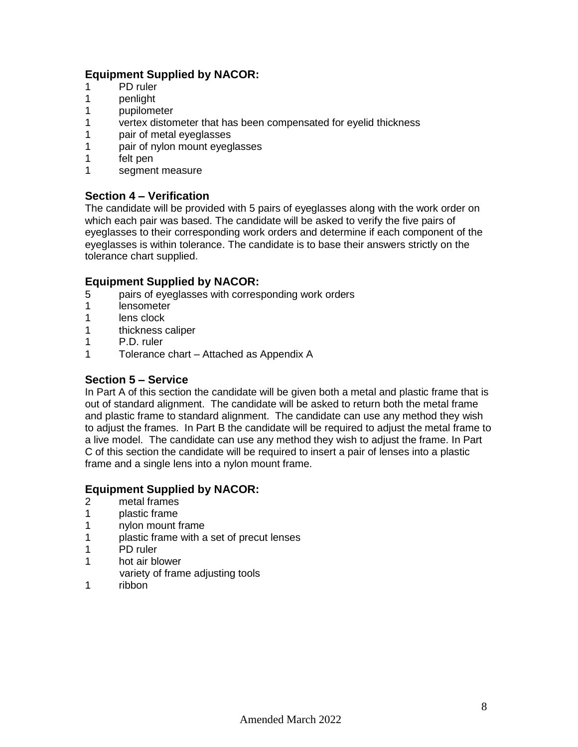### Equipment Supplied by NACOR:

1 PD ruler
1 penlight
1 pupilometer
1 vertex distometer that has been compensated for eyelid thickness
1 pair of metal eyeglasses
1 pair of nylon mount eyeglasses
1 felt pen
1 segment measure

### Section 4 – Verification

The candidate will be provided with 5 pairs of eyeglasses along with the work order on which each pair was based. The candidate will be asked to verify the five pairs of eyeglasses to their corresponding work orders and determine if each component of the eyeglasses is within tolerance. The candidate is to base their answers strictly on the tolerance chart supplied.

### Equipment Supplied by NACOR:

5 pairs of eyeglasses with corresponding work orders
1 lensometer
1 lens clock
1 thickness caliper
1 P.D. ruler
1 Tolerance chart – Attached as Appendix A

### Section 5 – Service

In Part A of this section the candidate will be given both a metal and plastic frame that is out of standard alignment. The candidate will be asked to return both the metal frame and plastic frame to standard alignment. The candidate can use any method they wish to adjust the frames. In Part B the candidate will be required to adjust the metal frame to a live model. The candidate can use any method they wish to adjust the frame. In Part C of this section the candidate will be required to insert a pair of lenses into a plastic frame and a single lens into a nylon mount frame.

### Equipment Supplied by NACOR:

2 metal frames
1 plastic frame
1 nylon mount frame
1 plastic frame with a set of precut lenses
1 PD ruler
1 hot air blower
variety of frame adjusting tools
1 ribbon

Amended March 2022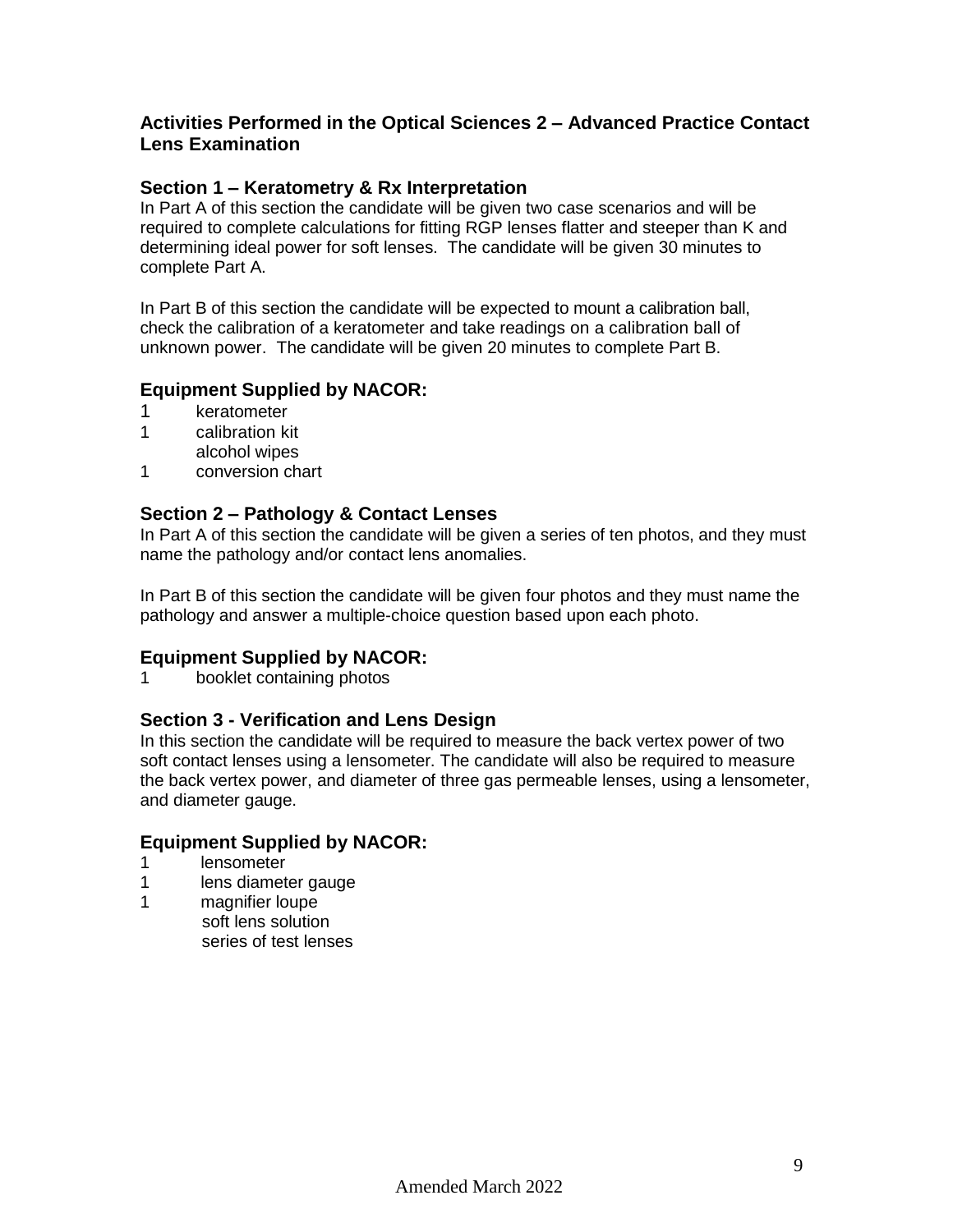## Activities Performed in the Optical Sciences 2 – Advanced Practice Contact Lens Examination

### Section 1 – Keratometry & Rx Interpretation

In Part A of this section the candidate will be given two case scenarios and will be required to complete calculations for fitting RGP lenses flatter and steeper than K and determining ideal power for soft lenses. The candidate will be given 30 minutes to complete Part A.

In Part B of this section the candidate will be expected to mount a calibration ball, check the calibration of a keratometer and take readings on a calibration ball of unknown power. The candidate will be given 20 minutes to complete Part B.

### Equipment Supplied by NACOR:

- 1 keratometer
- 1 calibration kit
- alcohol wipes
- 1 conversion chart

### Section 2 – Pathology & Contact Lenses

In Part A of this section the candidate will be given a series of ten photos, and they must name the pathology and/or contact lens anomalies.

In Part B of this section the candidate will be given four photos and they must name the pathology and answer a multiple-choice question based upon each photo.

### Equipment Supplied by NACOR:

- 1 booklet containing photos

### Section 3 - Verification and Lens Design

In this section the candidate will be required to measure the back vertex power of two soft contact lenses using a lensometer. The candidate will also be required to measure the back vertex power, and diameter of three gas permeable lenses, using a lensometer, and diameter gauge.

### Equipment Supplied by NACOR:

- 1 lensometer
- 1 lens diameter gauge
- 1 magnifier loupe
- soft lens solution
- series of test lenses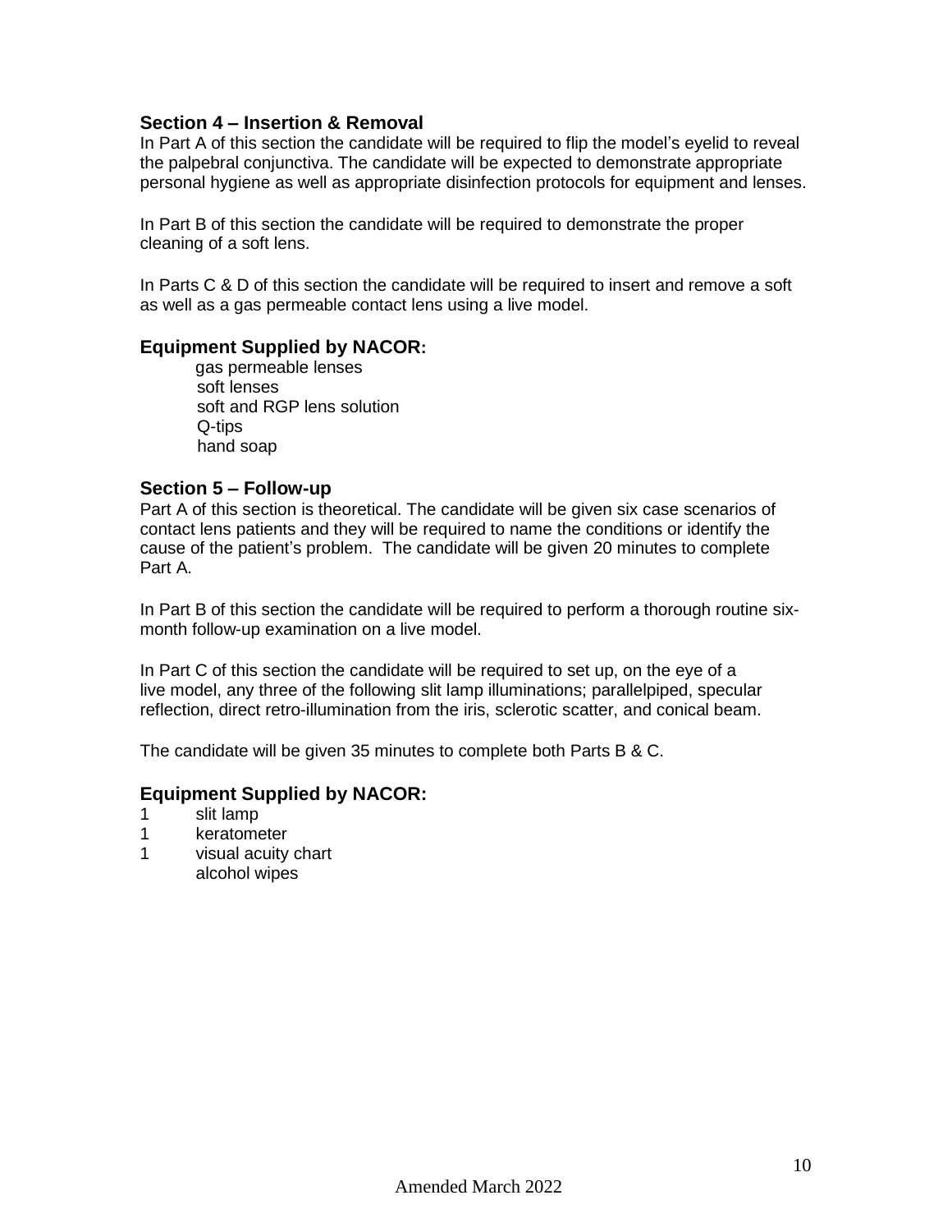### Section 4 – Insertion & Removal

In Part A of this section the candidate will be required to flip the model's eyelid to reveal the palpebral conjunctiva. The candidate will be expected to demonstrate appropriate personal hygiene as well as appropriate disinfection protocols for equipment and lenses.

In Part B of this section the candidate will be required to demonstrate the proper cleaning of a soft lens.

In Parts C & D of this section the candidate will be required to insert and remove a soft as well as a gas permeable contact lens using a live model.

### Equipment Supplied by NACOR:

- gas permeable lenses
- soft lenses
- soft and RGP lens solution
- Q-tips
- hand soap

### Section 5 – Follow-up

Part A of this section is theoretical. The candidate will be given six case scenarios of contact lens patients and they will be required to name the conditions or identify the cause of the patient's problem. The candidate will be given 20 minutes to complete Part A.

In Part B of this section the candidate will be required to perform a thorough routine six-month follow-up examination on a live model.

In Part C of this section the candidate will be required to set up, on the eye of a live model, any three of the following slit lamp illuminations; parallelpiped, specular reflection, direct retro-illumination from the iris, sclerotic scatter, and conical beam.

The candidate will be given 35 minutes to complete both Parts B & C.

### Equipment Supplied by NACOR:

1 slit lamp
1 keratometer
1 visual acuity chart
alcohol wipes

Amended March 2022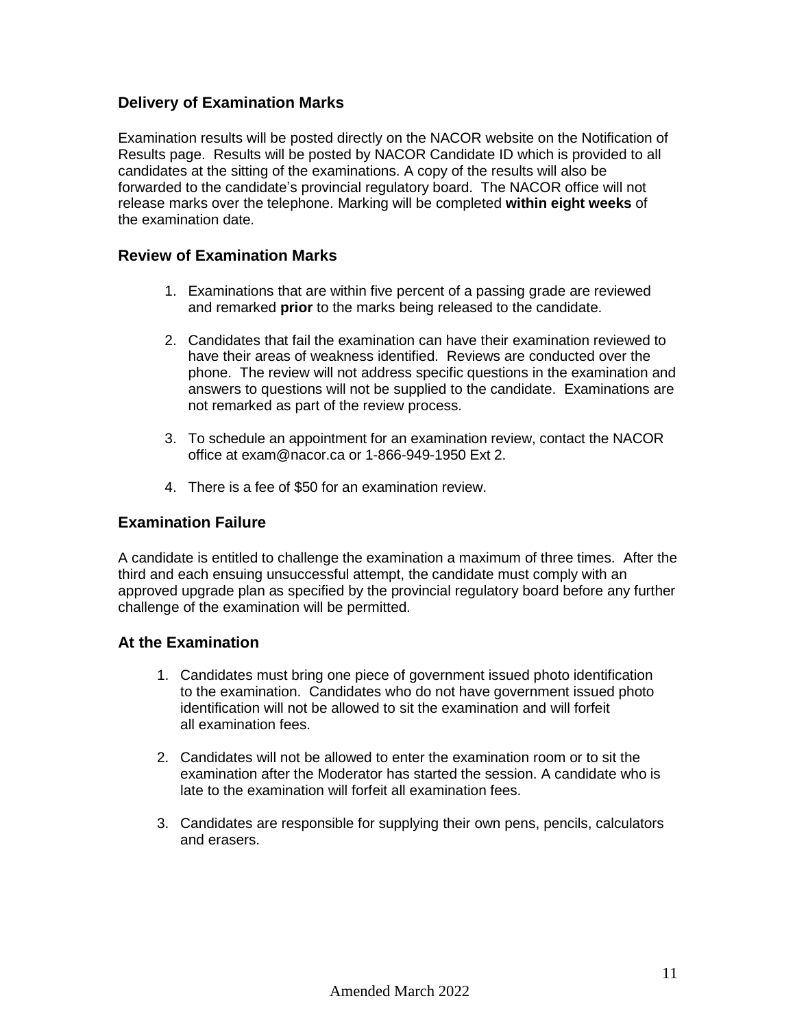## Delivery of Examination Marks

Examination results will be posted directly on the NACOR website on the Notification of Results page. Results will be posted by NACOR Candidate ID which is provided to all candidates at the sitting of the examinations. A copy of the results will also be forwarded to the candidate's provincial regulatory board. The NACOR office will not release marks over the telephone. Marking will be completed **within eight weeks** of the examination date.

## Review of Examination Marks

1. Examinations that are within five percent of a passing grade are reviewed and remarked **prior** to the marks being released to the candidate.

2. Candidates that fail the examination can have their examination reviewed to have their areas of weakness identified. Reviews are conducted over the phone. The review will not address specific questions in the examination and answers to questions will not be supplied to the candidate. Examinations are not remarked as part of the review process.

3. To schedule an appointment for an examination review, contact the NACOR office at exam@nacor.ca or 1-866-949-1950 Ext 2.

4. There is a fee of $50 for an examination review.

## Examination Failure

A candidate is entitled to challenge the examination a maximum of three times. After the third and each ensuing unsuccessful attempt, the candidate must comply with an approved upgrade plan as specified by the provincial regulatory board before any further challenge of the examination will be permitted.

## At the Examination

1. Candidates must bring one piece of government issued photo identification to the examination. Candidates who do not have government issued photo identification will not be allowed to sit the examination and will forfeit all examination fees.

2. Candidates will not be allowed to enter the examination room or to sit the examination after the Moderator has started the session. A candidate who is late to the examination will forfeit all examination fees.

3. Candidates are responsible for supplying their own pens, pencils, calculators and erasers.

Amended March 2022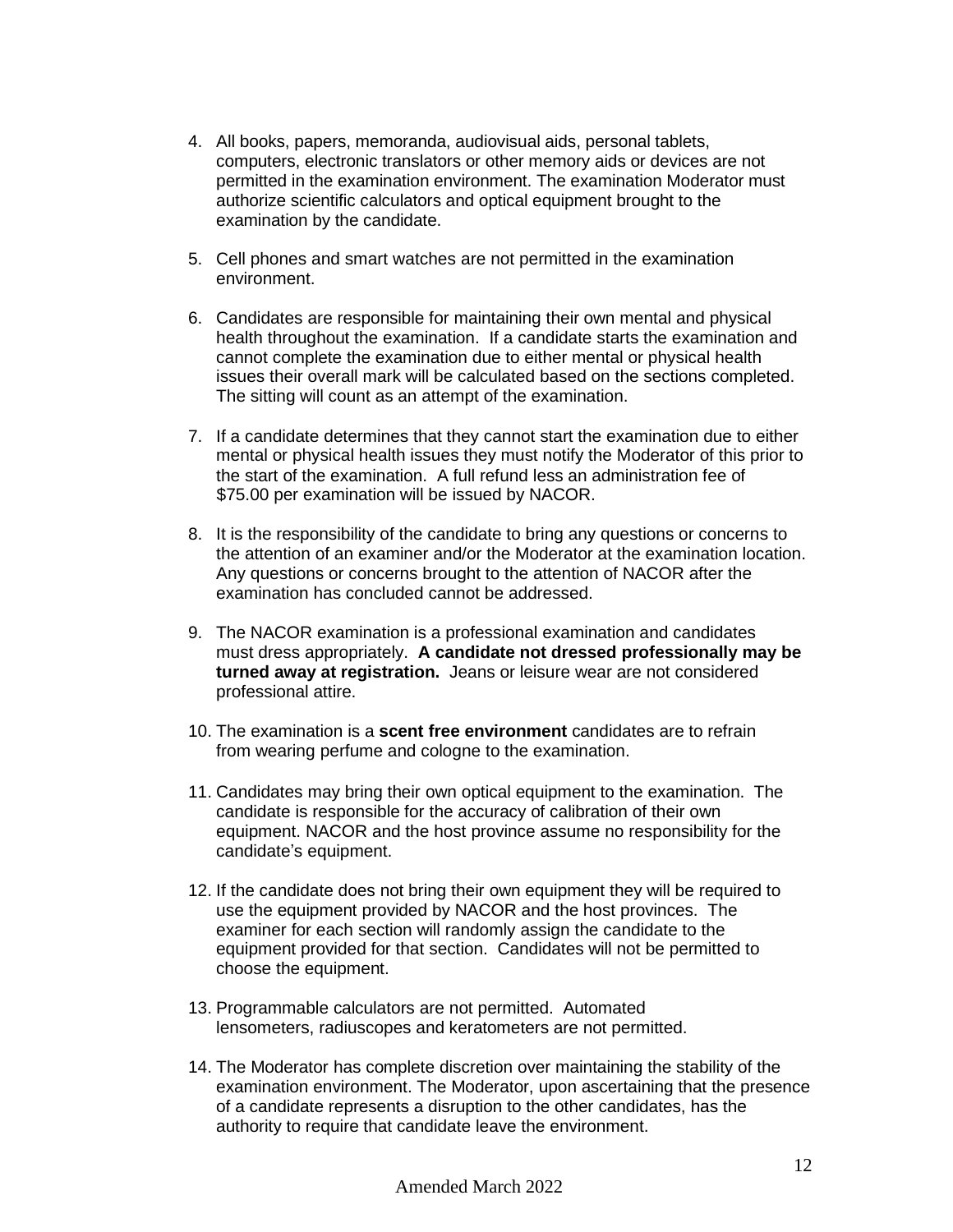4. All books, papers, memoranda, audiovisual aids, personal tablets, computers, electronic translators or other memory aids or devices are not permitted in the examination environment. The examination Moderator must authorize scientific calculators and optical equipment brought to the examination by the candidate.

5. Cell phones and smart watches are not permitted in the examination environment.

6. Candidates are responsible for maintaining their own mental and physical health throughout the examination. If a candidate starts the examination and cannot complete the examination due to either mental or physical health issues their overall mark will be calculated based on the sections completed. The sitting will count as an attempt of the examination.

7. If a candidate determines that they cannot start the examination due to either mental or physical health issues they must notify the Moderator of this prior to the start of the examination. A full refund less an administration fee of $75.00 per examination will be issued by NACOR.

8. It is the responsibility of the candidate to bring any questions or concerns to the attention of an examiner and/or the Moderator at the examination location. Any questions or concerns brought to the attention of NACOR after the examination has concluded cannot be addressed.

9. The NACOR examination is a professional examination and candidates must dress appropriately. **A candidate not dressed professionally may be turned away at registration.** Jeans or leisure wear are not considered professional attire.

10. The examination is a **scent free environment** candidates are to refrain from wearing perfume and cologne to the examination.

11. Candidates may bring their own optical equipment to the examination. The candidate is responsible for the accuracy of calibration of their own equipment. NACOR and the host province assume no responsibility for the candidate's equipment.

12. If the candidate does not bring their own equipment they will be required to use the equipment provided by NACOR and the host provinces. The examiner for each section will randomly assign the candidate to the equipment provided for that section. Candidates will not be permitted to choose the equipment.

13. Programmable calculators are not permitted. Automated lensometers, radiuscopes and keratometers are not permitted.

14. The Moderator has complete discretion over maintaining the stability of the examination environment. The Moderator, upon ascertaining that the presence of a candidate represents a disruption to the other candidates, has the authority to require that candidate leave the environment.

Amended March 2022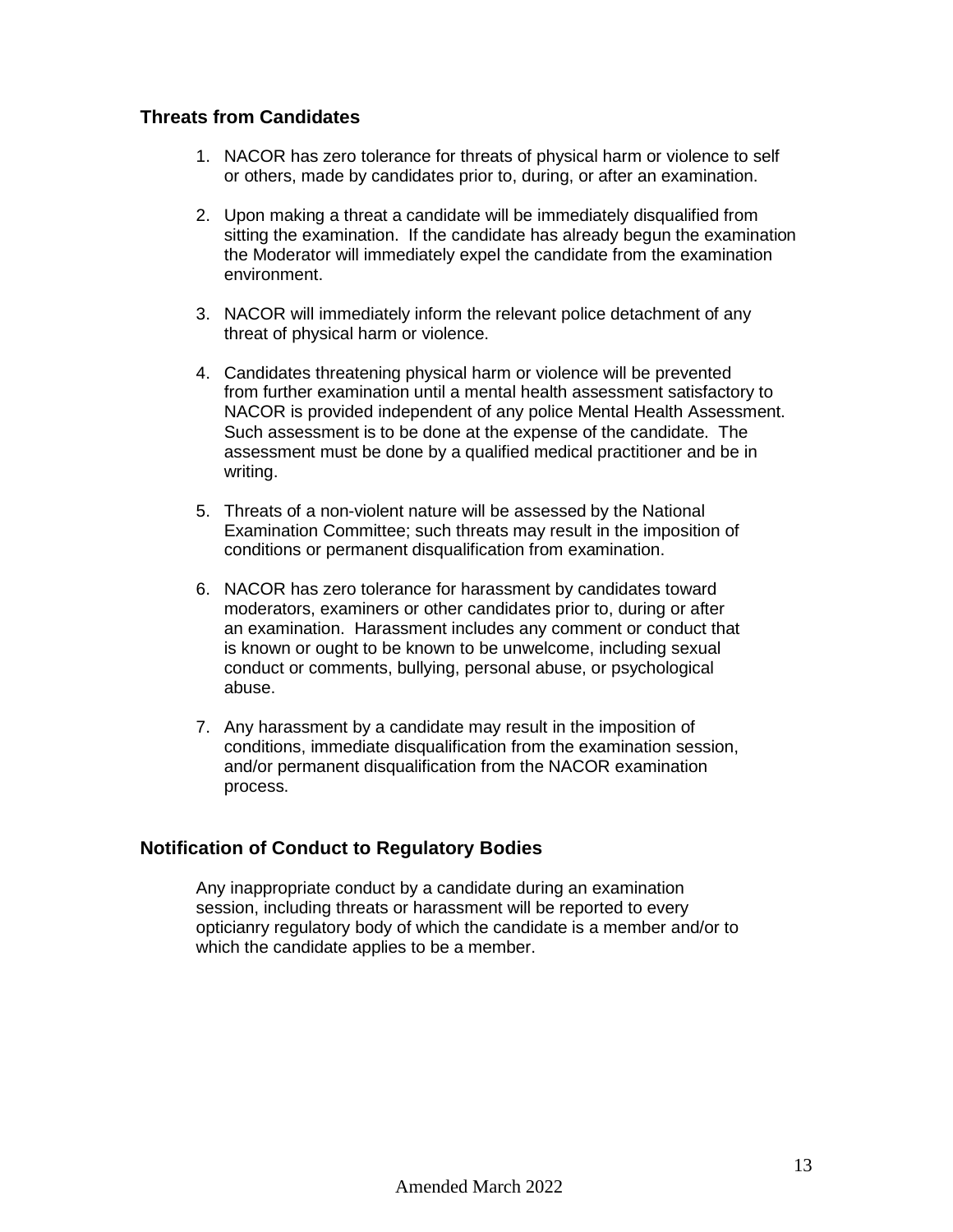## Threats from Candidates

1. NACOR has zero tolerance for threats of physical harm or violence to self or others, made by candidates prior to, during, or after an examination.

2. Upon making a threat a candidate will be immediately disqualified from sitting the examination. If the candidate has already begun the examination the Moderator will immediately expel the candidate from the examination environment.

3. NACOR will immediately inform the relevant police detachment of any threat of physical harm or violence.

4. Candidates threatening physical harm or violence will be prevented from further examination until a mental health assessment satisfactory to NACOR is provided independent of any police Mental Health Assessment. Such assessment is to be done at the expense of the candidate. The assessment must be done by a qualified medical practitioner and be in writing.

5. Threats of a non-violent nature will be assessed by the National Examination Committee; such threats may result in the imposition of conditions or permanent disqualification from examination.

6. NACOR has zero tolerance for harassment by candidates toward moderators, examiners or other candidates prior to, during or after an examination. Harassment includes any comment or conduct that is known or ought to be known to be unwelcome, including sexual conduct or comments, bullying, personal abuse, or psychological abuse.

7. Any harassment by a candidate may result in the imposition of conditions, immediate disqualification from the examination session, and/or permanent disqualification from the NACOR examination process.

## Notification of Conduct to Regulatory Bodies

Any inappropriate conduct by a candidate during an examination session, including threats or harassment will be reported to every opticianry regulatory body of which the candidate is a member and/or to which the candidate applies to be a member.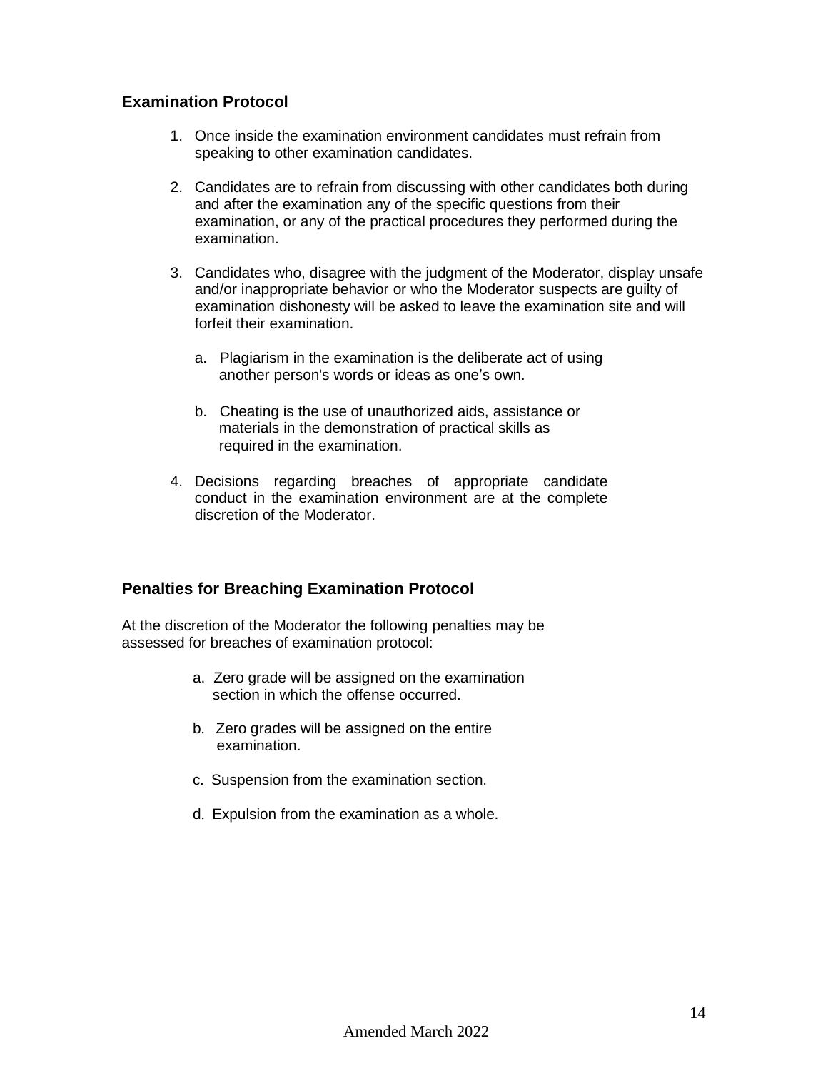## Examination Protocol

1. Once inside the examination environment candidates must refrain from speaking to other examination candidates.

2. Candidates are to refrain from discussing with other candidates both during and after the examination any of the specific questions from their examination, or any of the practical procedures they performed during the examination.

3. Candidates who, disagree with the judgment of the Moderator, display unsafe and/or inappropriate behavior or who the Moderator suspects are guilty of examination dishonesty will be asked to leave the examination site and will forfeit their examination.

   a. Plagiarism in the examination is the deliberate act of using another person's words or ideas as one's own.

   b. Cheating is the use of unauthorized aids, assistance or materials in the demonstration of practical skills as required in the examination.

4. Decisions regarding breaches of appropriate candidate conduct in the examination environment are at the complete discretion of the Moderator.

## Penalties for Breaching Examination Protocol

At the discretion of the Moderator the following penalties may be assessed for breaches of examination protocol:

a. Zero grade will be assigned on the examination section in which the offense occurred.

b. Zero grades will be assigned on the entire examination.

c. Suspension from the examination section.

d. Expulsion from the examination as a whole.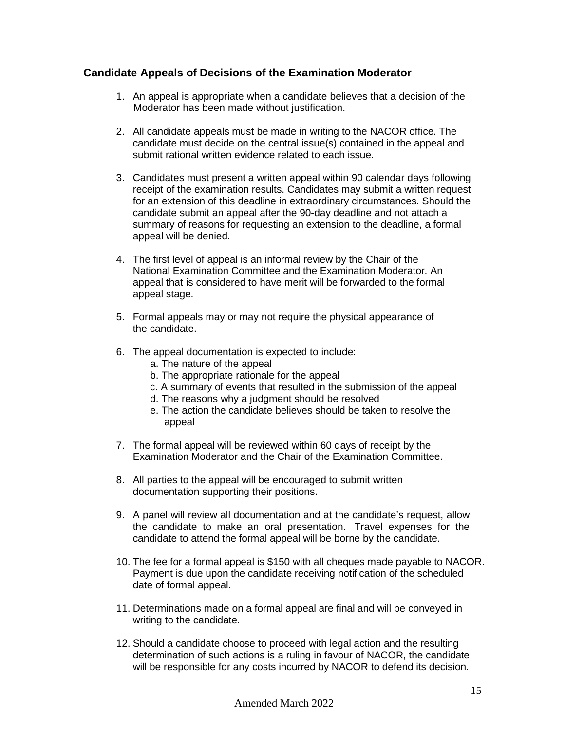### Candidate Appeals of Decisions of the Examination Moderator

1. An appeal is appropriate when a candidate believes that a decision of the Moderator has been made without justification.

2. All candidate appeals must be made in writing to the NACOR office. The candidate must decide on the central issue(s) contained in the appeal and submit rational written evidence related to each issue.

3. Candidates must present a written appeal within 90 calendar days following receipt of the examination results. Candidates may submit a written request for an extension of this deadline in extraordinary circumstances. Should the candidate submit an appeal after the 90-day deadline and not attach a summary of reasons for requesting an extension to the deadline, a formal appeal will be denied.

4. The first level of appeal is an informal review by the Chair of the National Examination Committee and the Examination Moderator. An appeal that is considered to have merit will be forwarded to the formal appeal stage.

5. Formal appeals may or may not require the physical appearance of the candidate.

6. The appeal documentation is expected to include:
   a. The nature of the appeal
   b. The appropriate rationale for the appeal
   c. A summary of events that resulted in the submission of the appeal
   d. The reasons why a judgment should be resolved
   e. The action the candidate believes should be taken to resolve the appeal

7. The formal appeal will be reviewed within 60 days of receipt by the Examination Moderator and the Chair of the Examination Committee.

8. All parties to the appeal will be encouraged to submit written documentation supporting their positions.

9. A panel will review all documentation and at the candidate's request, allow the candidate to make an oral presentation. Travel expenses for the candidate to attend the formal appeal will be borne by the candidate.

10. The fee for a formal appeal is $150 with all cheques made payable to NACOR. Payment is due upon the candidate receiving notification of the scheduled date of formal appeal.

11. Determinations made on a formal appeal are final and will be conveyed in writing to the candidate.

12. Should a candidate choose to proceed with legal action and the resulting determination of such actions is a ruling in favour of NACOR, the candidate will be responsible for any costs incurred by NACOR to defend its decision.

Amended March 2022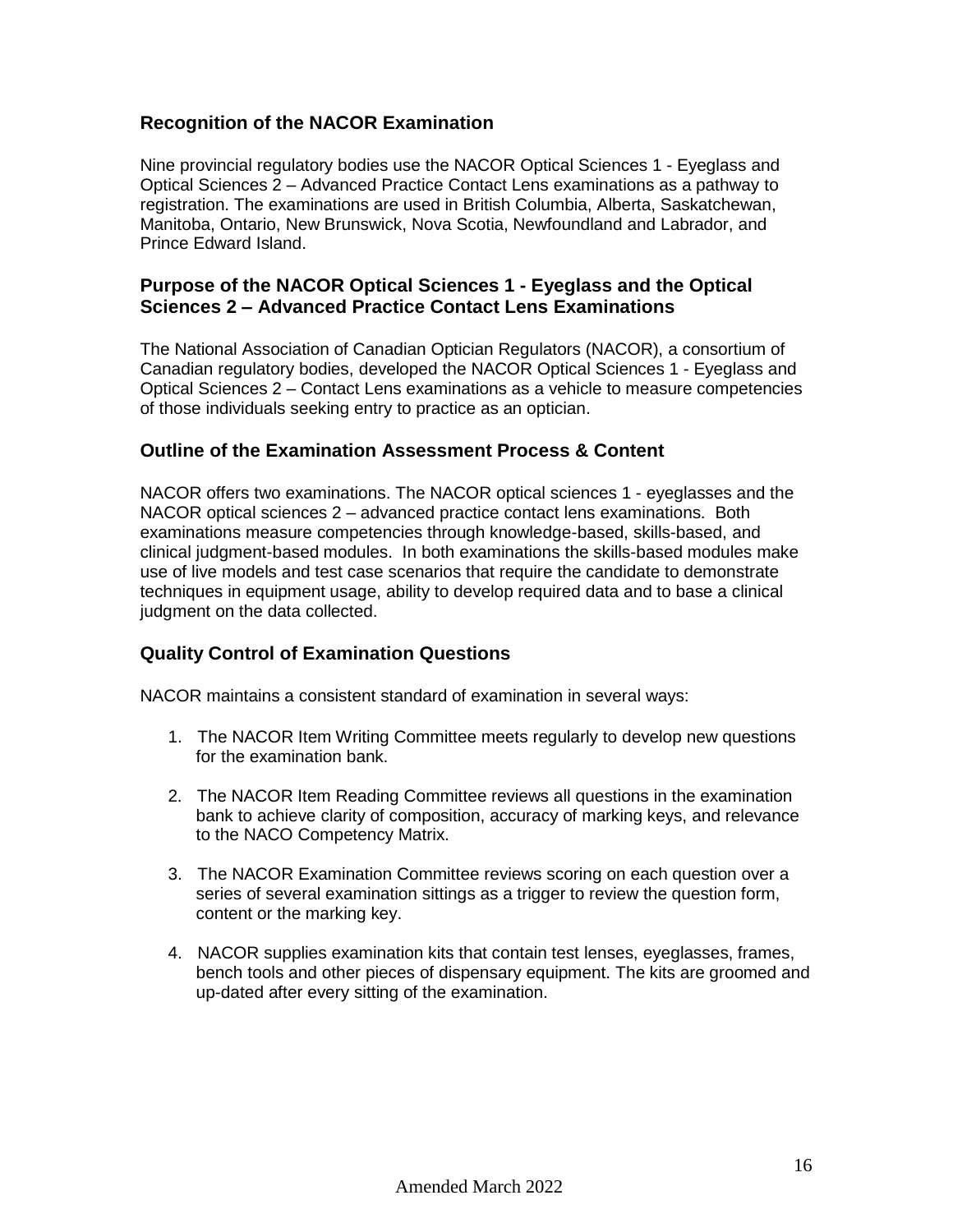## Recognition of the NACOR Examination

Nine provincial regulatory bodies use the NACOR Optical Sciences 1 - Eyeglass and Optical Sciences 2 – Advanced Practice Contact Lens examinations as a pathway to registration. The examinations are used in British Columbia, Alberta, Saskatchewan, Manitoba, Ontario, New Brunswick, Nova Scotia, Newfoundland and Labrador, and Prince Edward Island.

## Purpose of the NACOR Optical Sciences 1 - Eyeglass and the Optical Sciences 2 – Advanced Practice Contact Lens Examinations

The National Association of Canadian Optician Regulators (NACOR), a consortium of Canadian regulatory bodies, developed the NACOR Optical Sciences 1 - Eyeglass and Optical Sciences 2 – Contact Lens examinations as a vehicle to measure competencies of those individuals seeking entry to practice as an optician.

## Outline of the Examination Assessment Process & Content

NACOR offers two examinations. The NACOR optical sciences 1 - eyeglasses and the NACOR optical sciences 2 – advanced practice contact lens examinations. Both examinations measure competencies through knowledge-based, skills-based, and clinical judgment-based modules. In both examinations the skills-based modules make use of live models and test case scenarios that require the candidate to demonstrate techniques in equipment usage, ability to develop required data and to base a clinical judgment on the data collected.

## Quality Control of Examination Questions

NACOR maintains a consistent standard of examination in several ways:

1. The NACOR Item Writing Committee meets regularly to develop new questions for the examination bank.
2. The NACOR Item Reading Committee reviews all questions in the examination bank to achieve clarity of composition, accuracy of marking keys, and relevance to the NACO Competency Matrix.
3. The NACOR Examination Committee reviews scoring on each question over a series of several examination sittings as a trigger to review the question form, content or the marking key.
4. NACOR supplies examination kits that contain test lenses, eyeglasses, frames, bench tools and other pieces of dispensary equipment. The kits are groomed and up-dated after every sitting of the examination.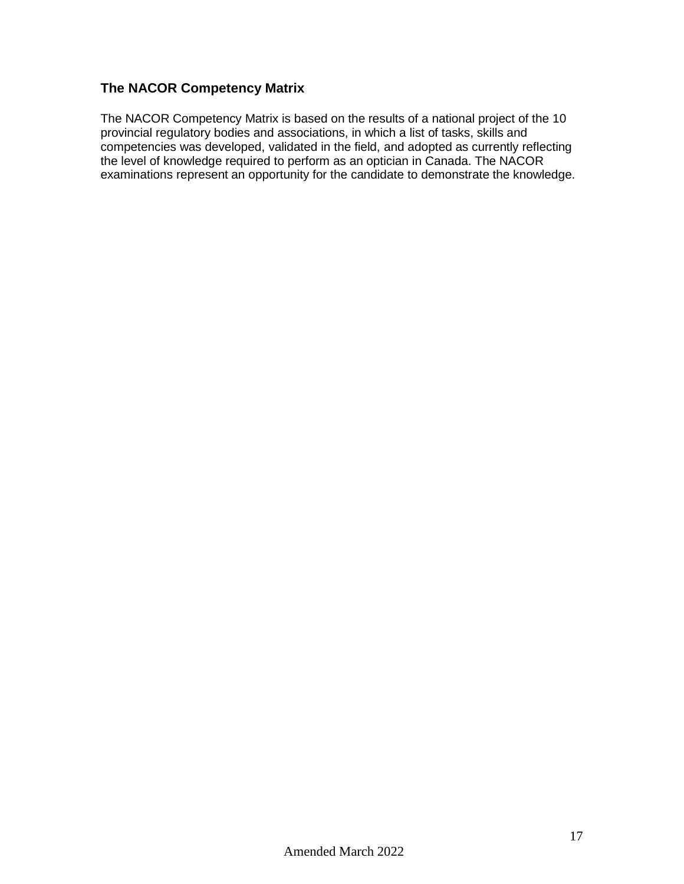## The NACOR Competency Matrix

The NACOR Competency Matrix is based on the results of a national project of the 10 provincial regulatory bodies and associations, in which a list of tasks, skills and competencies was developed, validated in the field, and adopted as currently reflecting the level of knowledge required to perform as an optician in Canada. The NACOR examinations represent an opportunity for the candidate to demonstrate the knowledge.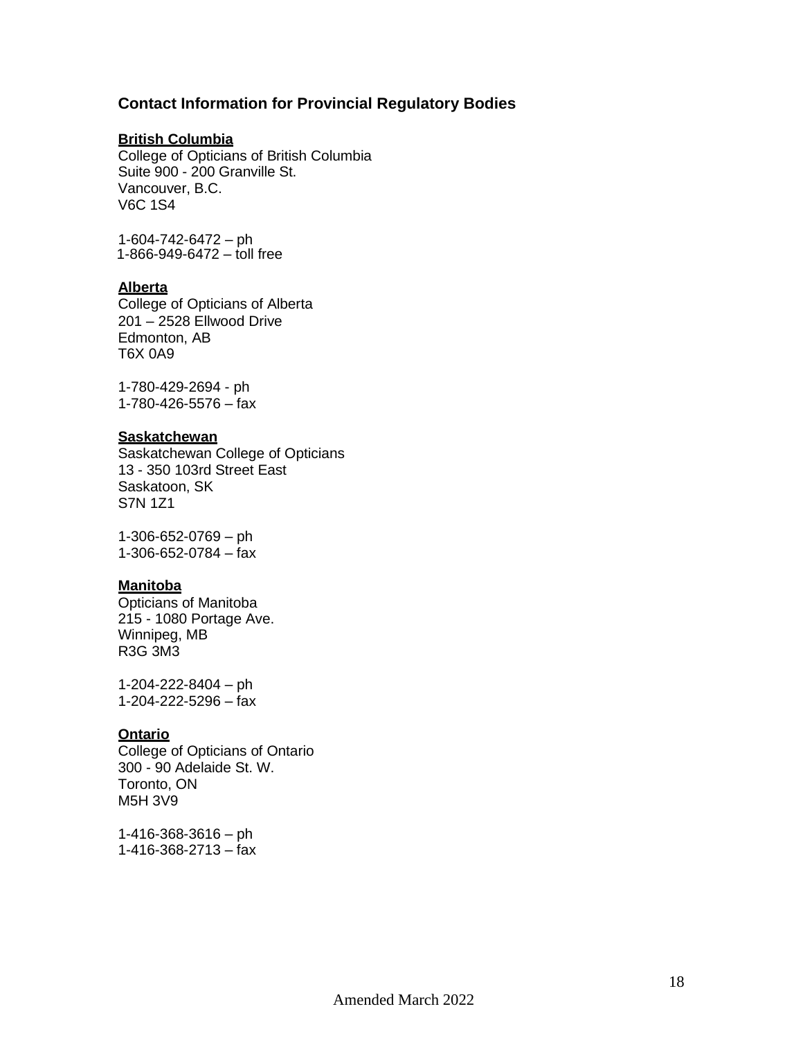## Contact Information for Provincial Regulatory Bodies

**British Columbia**
College of Opticians of British Columbia
Suite 900 - 200 Granville St.
Vancouver, B.C.
V6C 1S4

1-604-742-6472 – ph
1-866-949-6472 – toll free

**Alberta**
College of Opticians of Alberta
201 – 2528 Ellwood Drive
Edmonton, AB
T6X 0A9

1-780-429-2694 - ph
1-780-426-5576 – fax

**Saskatchewan**
Saskatchewan College of Opticians
13 - 350 103rd Street East
Saskatoon, SK
S7N 1Z1

1-306-652-0769 – ph
1-306-652-0784 – fax

**Manitoba**
Opticians of Manitoba
215 - 1080 Portage Ave.
Winnipeg, MB
R3G 3M3

1-204-222-8404 – ph
1-204-222-5296 – fax

**Ontario**
College of Opticians of Ontario
300 - 90 Adelaide St. W.
Toronto, ON
M5H 3V9

1-416-368-3616 – ph
1-416-368-2713 – fax

Amended March 2022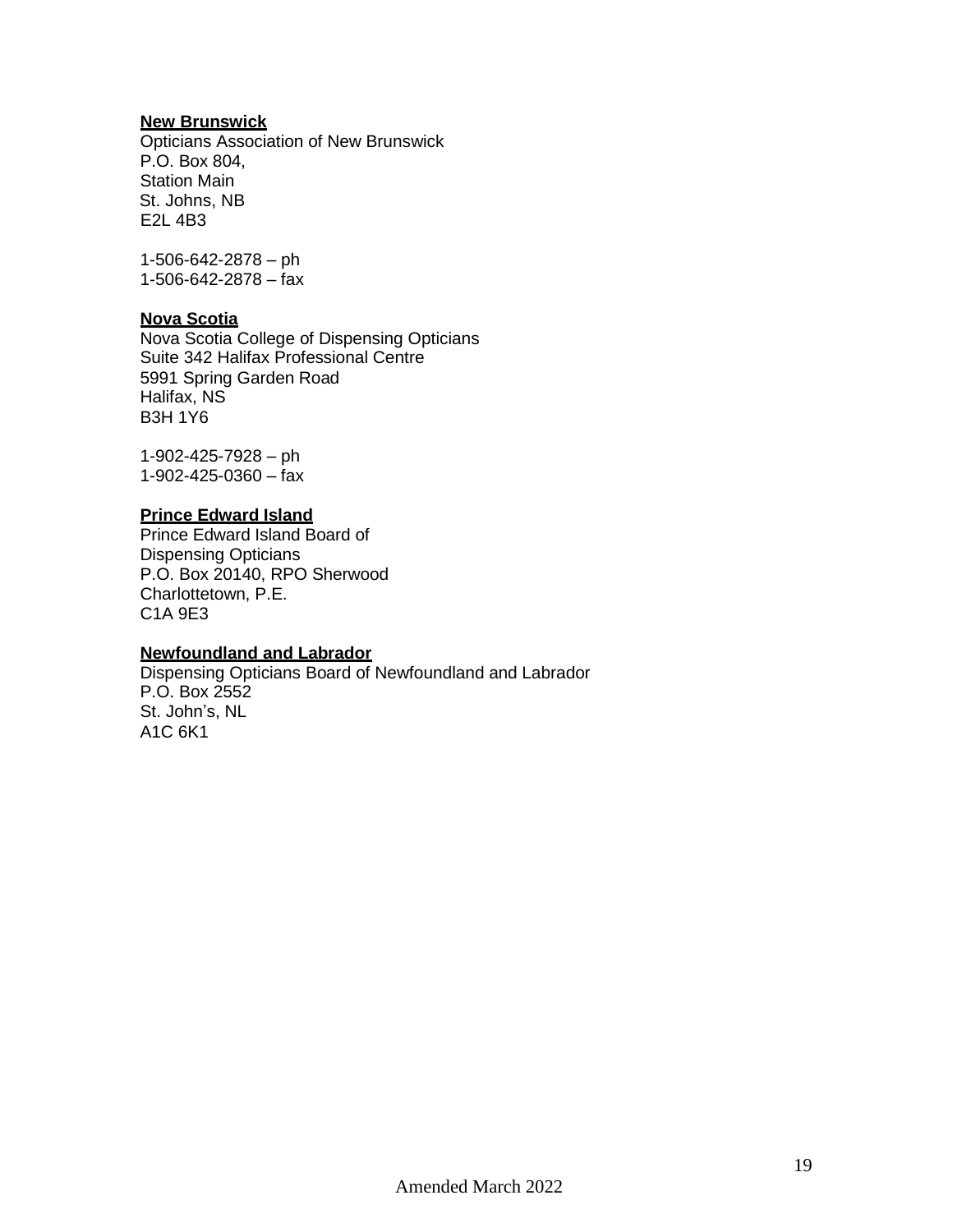**New Brunswick**
Opticians Association of New Brunswick
P.O. Box 804,
Station Main
St. Johns, NB
E2L 4B3

1-506-642-2878 – ph
1-506-642-2878 – fax

**Nova Scotia**
Nova Scotia College of Dispensing Opticians
Suite 342 Halifax Professional Centre
5991 Spring Garden Road
Halifax, NS
B3H 1Y6

1-902-425-7928 – ph
1-902-425-0360 – fax

**Prince Edward Island**
Prince Edward Island Board of
Dispensing Opticians
P.O. Box 20140, RPO Sherwood
Charlottetown, P.E.
C1A 9E3

**Newfoundland and Labrador**
Dispensing Opticians Board of Newfoundland and Labrador
P.O. Box 2552
St. John's, NL
A1C 6K1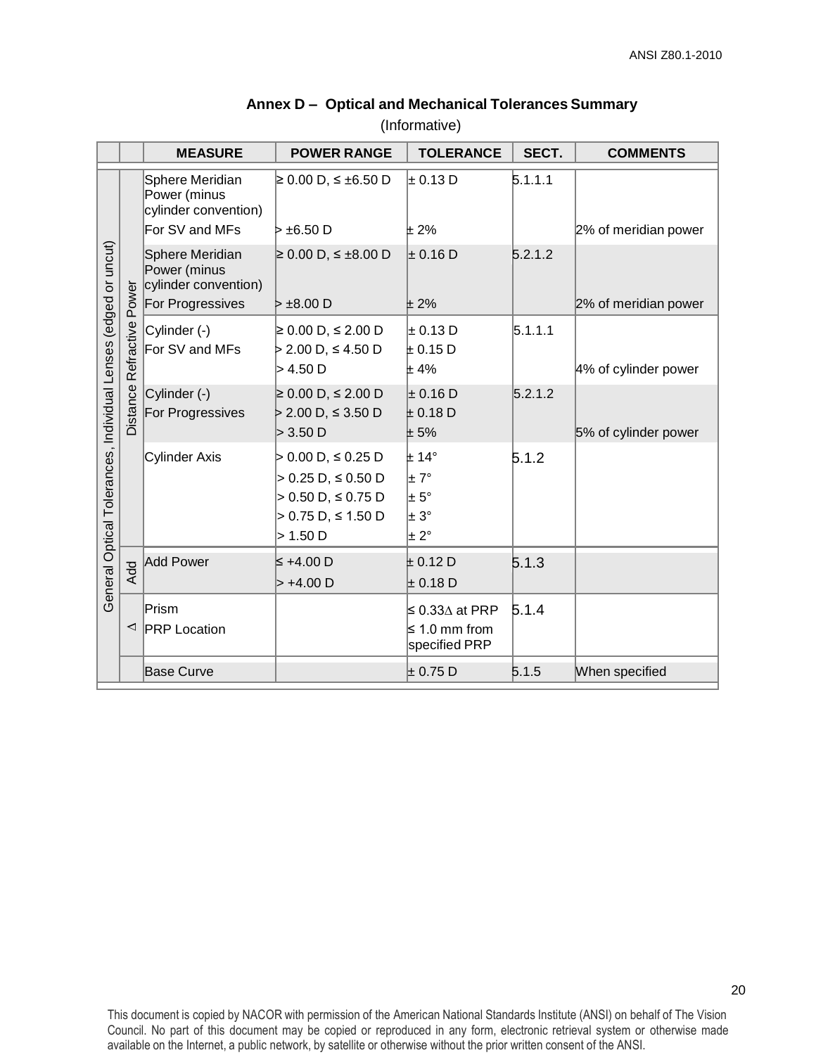## Annex D – Optical and Mechanical Tolerances Summary

(Informative)

| | | MEASURE | POWER RANGE | TOLERANCE | SECT. | COMMENTS |
|---|---|---|---|---|---|---|
| General Optical Tolerances, Individual Lenses (edged or uncut) | Distance Refractive Power | Sphere Meridian Power (minus cylinder convention) | ≥ 0.00 D, ≤ ±6.50 D | ± 0.13 D | 5.1.1.1 | |
| | | For SV and MFs | > ±6.50 D | ± 2% | | 2% of meridian power |
| | | Sphere Meridian Power (minus cylinder convention) | ≥ 0.00 D, ≤ ±8.00 D | ± 0.16 D | 5.2.1.2 | |
| | | For Progressives | > ±8.00 D | ± 2% | | 2% of meridian power |
| | | Cylinder (-) | ≥ 0.00 D, ≤ 2.00 D | ± 0.13 D | 5.1.1.1 | |
| | | For SV and MFs | > 2.00 D, ≤ 4.50 D | ± 0.15 D | | |
| | | | > 4.50 D | ± 4% | | 4% of cylinder power |
| | | Cylinder (-) | ≥ 0.00 D, ≤ 2.00 D | ± 0.16 D | 5.2.1.2 | |
| | | For Progressives | > 2.00 D, ≤ 3.50 D | ± 0.18 D | | |
| | | | > 3.50 D | ± 5% | | 5% of cylinder power |
| | | Cylinder Axis | > 0.00 D, ≤ 0.25 D | ± 14° | 5.1.2 | |
| | | | > 0.25 D, ≤ 0.50 D | ± 7° | | |
| | | | > 0.50 D, ≤ 0.75 D | ± 5° | | |
| | | | > 0.75 D, ≤ 1.50 D | ± 3° | | |
| | | | > 1.50 D | ± 2° | | |
| | Add | Add Power | ≤ +4.00 D | ± 0.12 D | 5.1.3 | |
| | | | > +4.00 D | ± 0.18 D | | |
| | Δ | Prism | | ≤ 0.33Δ at PRP | 5.1.4 | |
| | | PRP Location | | ≤ 1.0 mm from specified PRP | | |
| | | Base Curve | | ± 0.75 D | 5.1.5 | When specified |

This document is copied by NACOR with permission of the American National Standards Institute (ANSI) on behalf of The Vision Council. No part of this document may be copied or reproduced in any form, electronic retrieval system or otherwise made available on the Internet, a public network, by satellite or otherwise without the prior written consent of the ANSI.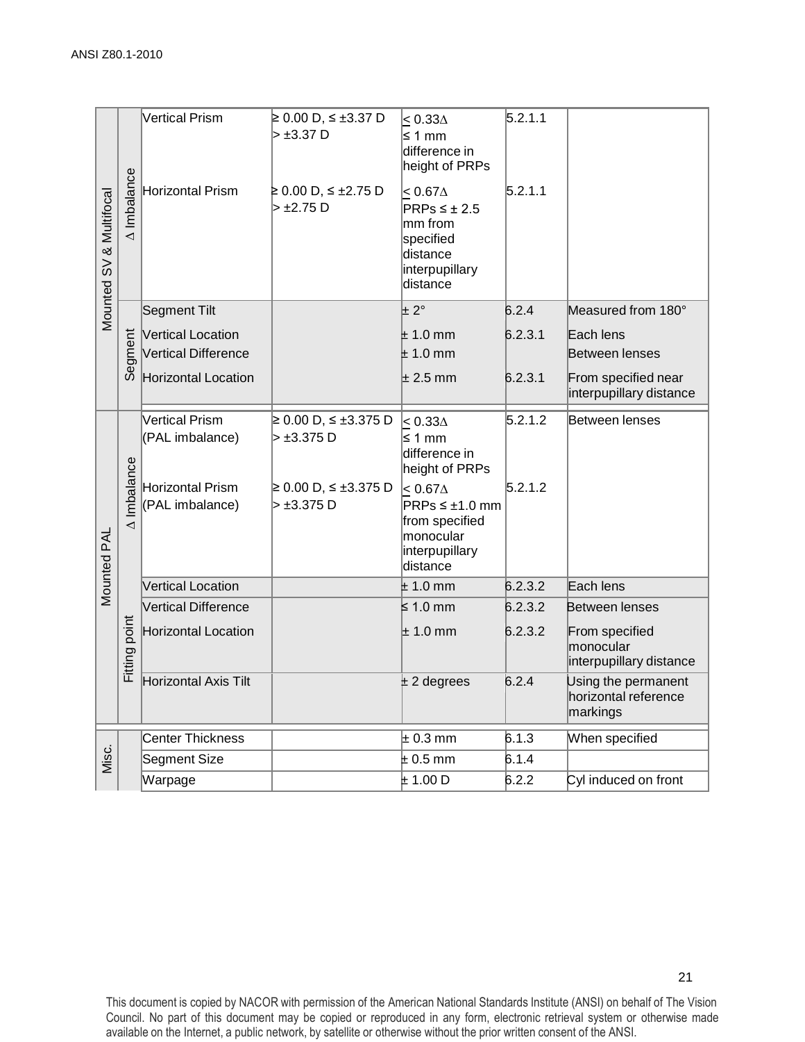| | | | | | | |
|---|---|---|---|---|---|---|
| Mounted SV & Multifocal | Δ Imbalance | Vertical Prism | ≥ 0.00 D, ≤ ±3.37 D<br>> ±3.37 D | < 0.33Δ<br>≤ 1 mm difference in height of PRPs | 5.2.1.1 | |
| | | Horizontal Prism | ≥ 0.00 D, ≤ ±2.75 D<br>> ±2.75 D | < 0.67Δ<br>PRPs ≤ ± 2.5 mm from specified distance interpupillary distance | 5.2.1.1 | |
| | Segment | Segment Tilt | | ± 2° | 6.2.4 | Measured from 180° |
| | | Vertical Location | | ± 1.0 mm | 6.2.3.1 | Each lens |
| | | Vertical Difference | | ± 1.0 mm | | Between lenses |
| | | Horizontal Location | | ± 2.5 mm | 6.2.3.1 | From specified near interpupillary distance |
| Mounted PAL | Δ Imbalance | Vertical Prism (PAL imbalance) | ≥ 0.00 D, ≤ ±3.375 D<br>> ±3.375 D | < 0.33Δ<br>≤ 1 mm difference in height of PRPs | 5.2.1.2 | Between lenses |
| | | Horizontal Prism (PAL imbalance) | ≥ 0.00 D, ≤ ±3.375 D<br>> ±3.375 D | < 0.67Δ<br>PRPs ≤ ±1.0 mm from specified monocular interpupillary distance | 5.2.1.2 | |
| | Fitting point | Vertical Location | | ± 1.0 mm | 6.2.3.2 | Each lens |
| | | Vertical Difference | | ≤ 1.0 mm | 6.2.3.2 | Between lenses |
| | | Horizontal Location | | ± 1.0 mm | 6.2.3.2 | From specified monocular interpupillary distance |
| | | Horizontal Axis Tilt | | ± 2 degrees | 6.2.4 | Using the permanent horizontal reference markings |
| Misc. | | Center Thickness | | ± 0.3 mm | 6.1.3 | When specified |
| | | Segment Size | | ± 0.5 mm | 6.1.4 | |
| | | Warpage | | ± 1.00 D | 6.2.2 | Cyl induced on front |

This document is copied by NACOR with permission of the American National Standards Institute (ANSI) on behalf of The Vision Council. No part of this document may be copied or reproduced in any form, electronic retrieval system or otherwise made available on the Internet, a public network, by satellite or otherwise without the prior written consent of the ANSI.